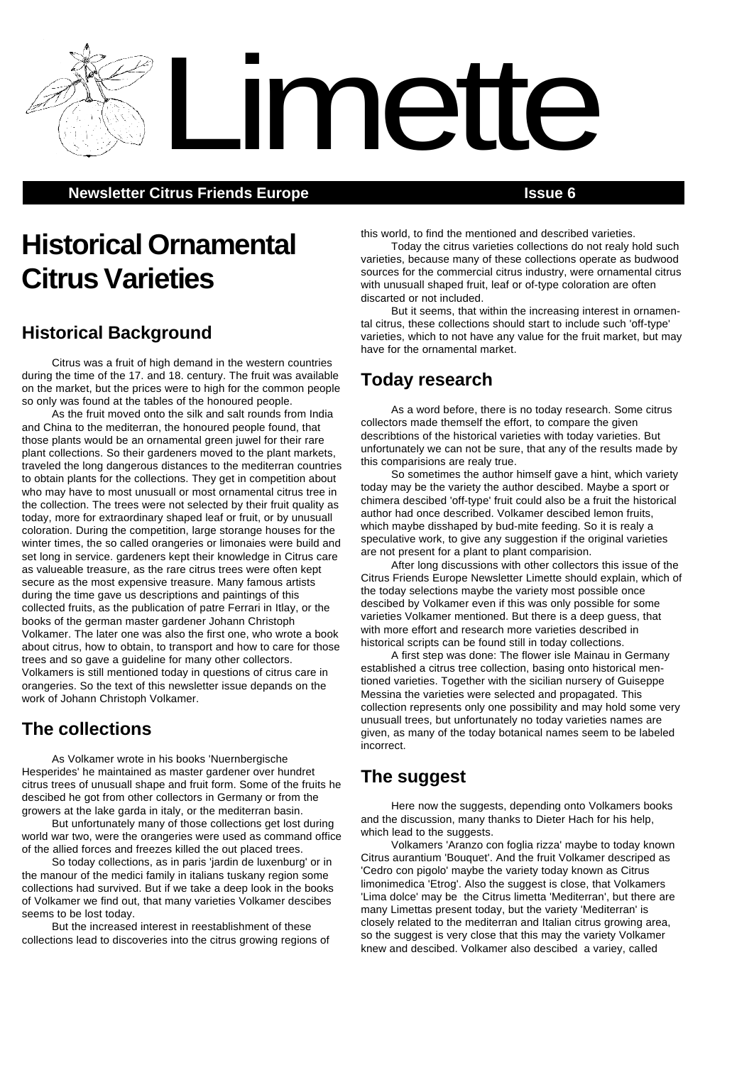# Limette

**Newsletter Citrus Friends Europe** **Issue 6**

# Historical Ornamental Citrus Varieties

## Historical Background

Citrus was a fruit of high demand in the western countries during the time of the 17. and 18. century. The fruit was available on the market, but the prices were to high for the common people so only was found at the tables of the honoured people.

As the fruit moved onto the silk and salt rounds from India and China to the mediterran, the honoured people found, that those plants would be an ornamental green juwel for their rare plant collections. So their gardeners moved to the plant markets, traveled the long dangerous distances to the mediterran countries to obtain plants for the collections. They get in competition about who may have to most unusuall or most ornamental citrus tree in the collection. The trees were not selected by their fruit quality as today, more for extraordinary shaped leaf or fruit, or by unusuall coloration. During the competition, large storange houses for the winter times, the so called orangeries or limonaies were build and set long in service. gardeners kept their knowledge in Citrus care as valueable treasure, as the rare citrus trees were often kept secure as the most expensive treasure. Many famous artists during the time gave us descriptions and paintings of this collected fruits, as the publication of patre Ferrari in Itlay, or the books of the german master gardener Johann Christoph Volkamer. The later one was also the first one, who wrote a book about citrus, how to obtain, to transport and how to care for those trees and so gave a guideline for many other collectors. Volkamers is still mentioned today in questions of citrus care in orangeries. So the text of this newsletter issue depands on the work of Johann Christoph Volkamer.

## The collections

As Volkamer wrote in his books 'Nuernbergische Hesperides' he maintained as master gardener over hundret citrus trees of unusuall shape and fruit form. Some of the fruits he descibed he got from other collectors in Germany or from the growers at the lake garda in italy, or the mediterran basin.

But unfortunately many of those collections get lost during world war two, were the orangeries were used as command office of the allied forces and freezes killed the out placed trees.

So today collections, as in paris 'jardin de luxenburg' or in the manour of the medici family in italians tuskany region some collections had survived. But if we take a deep look in the books of Volkamer we find out, that many varieties Volkamer descibes seems to be lost today.

But the increased interest in reestablishment of these collections lead to discoveries into the citrus growing regions of this world, to find the mentioned and described varieties.

Today the citrus varieties collections do not realy hold such varieties, because many of these collections operate as budwood sources for the commercial citrus industry, were ornamental citrus with unusuall shaped fruit, leaf or of-type coloration are often discarted or not included.

But it seems, that within the increasing interest in ornamental citrus, these collections should start to include such 'off-type' varieties, which to not have any value for the fruit market, but may have for the ornamental market.

## Today research

As a word before, there is no today research. Some citrus collectors made themself the effort, to compare the given describtions of the historical varieties with today varieties. But unfortunately we can not be sure, that any of the results made by this comparisions are realy true.

So sometimes the author himself gave a hint, which variety today may be the variety the author descibed. Maybe a sport or chimera descibed 'off-type' fruit could also be a fruit the historical author had once described. Volkamer descibed lemon fruits, which maybe disshaped by bud-mite feeding. So it is realy a speculative work, to give any suggestion if the original varieties are not present for a plant to plant comparision.

After long discussions with other collectors this issue of the Citrus Friends Europe Newsletter Limette should explain, which of the today selections maybe the variety most possible once descibed by Volkamer even if this was only possible for some varieties Volkamer mentioned. But there is a deep guess, that with more effort and research more varieties described in historical scripts can be found still in today collections.

A first step was done: The flower isle Mainau in Germany established a citrus tree collection, basing onto historical mentioned varieties. Together with the sicilian nursery of Guiseppe Messina the varieties were selected and propagated. This collection represents only one possibility and may hold some very unusuall trees, but unfortunately no today varieties names are given, as many of the today botanical names seem to be labeled incorrect.

## The suggest

Here now the suggests, depending onto Volkamers books and the discussion, many thanks to Dieter Hach for his help, which lead to the suggests.

Volkamers 'Aranzo con foglia rizza' maybe to today known Citrus aurantium 'Bouquet'. And the fruit Volkamer descriped as 'Cedro con pigolo' maybe the variety today known as Citrus limonimedica 'Etrog'. Also the suggest is close, that Volkamers 'Lima dolce' may be the Citrus limetta 'Mediterran', but there are many Limettas present today, but the variety 'Mediterran' is closely related to the mediterran and Italian citrus growing area, so the suggest is very close that this may the variety Volkamer knew and descibed. Volkamer also descibed a variey, called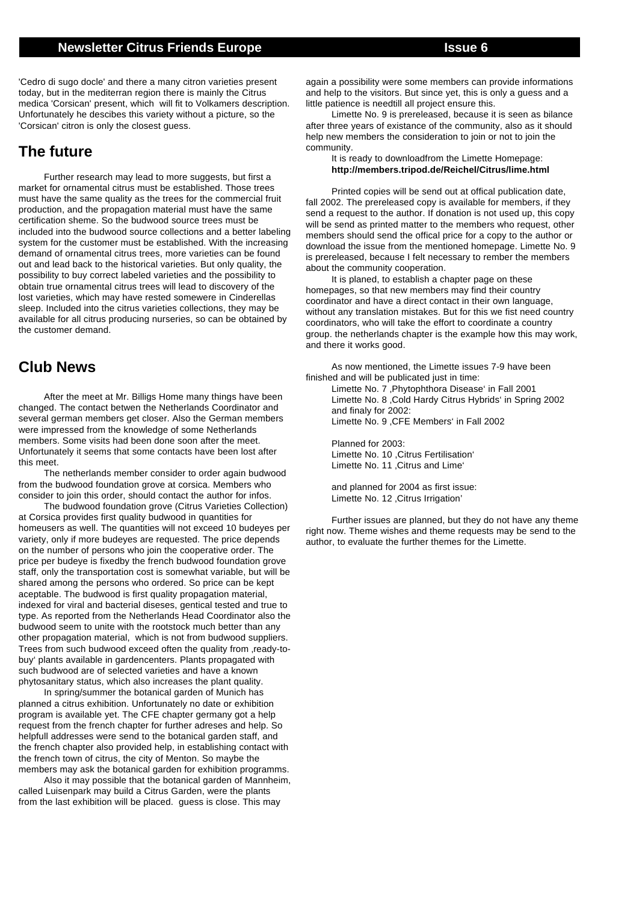'Cedro di sugo docle' and there a many citron varieties present today, but in the mediterran region there is mainly the Citrus medica 'Corsican' present, which will fit to Volkamers description. Unfortunately he descibes this variety without a picture, so the 'Corsican' citron is only the closest guess.

## The future

Further research may lead to more suggests, but first a market for ornamental citrus must be established. Those trees must have the same quality as the trees for the commercial fruit production, and the propagation material must have the same certification sheme. So the budwood source trees must be included into the budwood source collections and a better labeling system for the customer must be established. With the increasing demand of ornamental citrus trees, more varieties can be found out and lead back to the historical varieties. But only quality, the possibility to buy correct labeled varieties and the possibility to obtain true ornamental citrus trees will lead to discovery of the lost varieties, which may have rested somewere in Cinderellas sleep. Included into the citrus varieties collections, they may be available for all citrus producing nurseries, so can be obtained by the customer demand.

## Club News

After the meet at Mr. Billigs Home many things have been changed. The contact betwen the Netherlands Coordinator and several german members get closer. Also the German members were impressed from the knowledge of some Netherlands members. Some visits had been done soon after the meet. Unfortunately it seems that some contacts have been lost after this meet.

The netherlands member consider to order again budwood from the budwood foundation grove at corsica. Members who consider to join this order, should contact the author for infos.

The budwood foundation grove (Citrus Varieties Collection) at Corsica provides first quality budwood in quantities for homeusers as well. The quantities will not exceed 10 budeyes per variety, only if more budeyes are requested. The price depends on the number of persons who join the cooperative order. The price per budeye is fixedby the french budwood foundation grove staff, only the transportation cost is somewhat variable, but will be shared among the persons who ordered. So price can be kept aceptable. The budwood is first quality propagation material, indexed for viral and bacterial diseses, gentical tested and true to type. As reported from the Netherlands Head Coordinator also the budwood seem to unite with the rootstock much better than any other propagation material, which is not from budwood suppliers. Trees from such budwood exceed often the quality from ‚ready-to-buy‘ plants available in gardencenters. Plants propagated with such budwood are of selected varieties and have a known phytosanitary status, which also increases the plant quality.

In spring/summer the botanical garden of Munich has planned a citrus exhibition. Unfortunately no date or exhibition program is available yet. The CFE chapter germany got a help request from the french chapter for further adreses and help. So helpfull addresses were send to the botanical garden staff, and the french chapter also provided help, in establishing contact with the french town of citrus, the city of Menton. So maybe the members may ask the botanical garden for exhibition programms.

Also it may possible that the botanical garden of Mannheim, called Luisenpark may build a Citrus Garden, were the plants from the last exhibition will be placed. guess is close. This may again a possibility were some members can provide informations and help to the visitors. But since yet, this is only a guess and a little patience is needtill all project ensure this.

Limette No. 9 is prereleased, because it is seen as bilance after three years of existance of the community, also as it should help new members the consideration to join or not to join the community.

It is ready to downloadfrom the Limette Homepage:
**http://members.tripod.de/Reichel/Citrus/lime.html**

Printed copies will be send out at offical publication date, fall 2002. The prereleased copy is available for members, if they send a request to the author. If donation is not used up, this copy will be send as printed matter to the members who request, other members should send the offical price for a copy to the author or download the issue from the mentioned homepage. Limette No. 9 is prereleased, because I felt necessary to rember the members about the community cooperation.

It is planed, to establish a chapter page on these homepages, so that new members may find their country coordinator and have a direct contact in their own language, without any translation mistakes. But for this we fist need country coordinators, who will take the effort to coordinate a country group. the netherlands chapter is the example how this may work, and there it works good.

As now mentioned, the Limette issues 7-9 have been finished and will be publicated just in time:

Limette No. 7 ‚Phytophthora Disease‘ in Fall 2001
Limette No. 8 ‚Cold Hardy Citrus Hybrids‘ in Spring 2002 and finaly for 2002:
Limette No. 9 ‚CFE Members‘ in Fall 2002

Planned for 2003:
Limette No. 10 ‚Citrus Fertilisation‘
Limette No. 11 ‚Citrus and Lime‘

and planned for 2004 as first issue:
Limette No. 12 ‚Citrus Irrigation'

Further issues are planned, but they do not have any theme right now. Theme wishes and theme requests may be send to the author, to evaluate the further themes for the Limette.